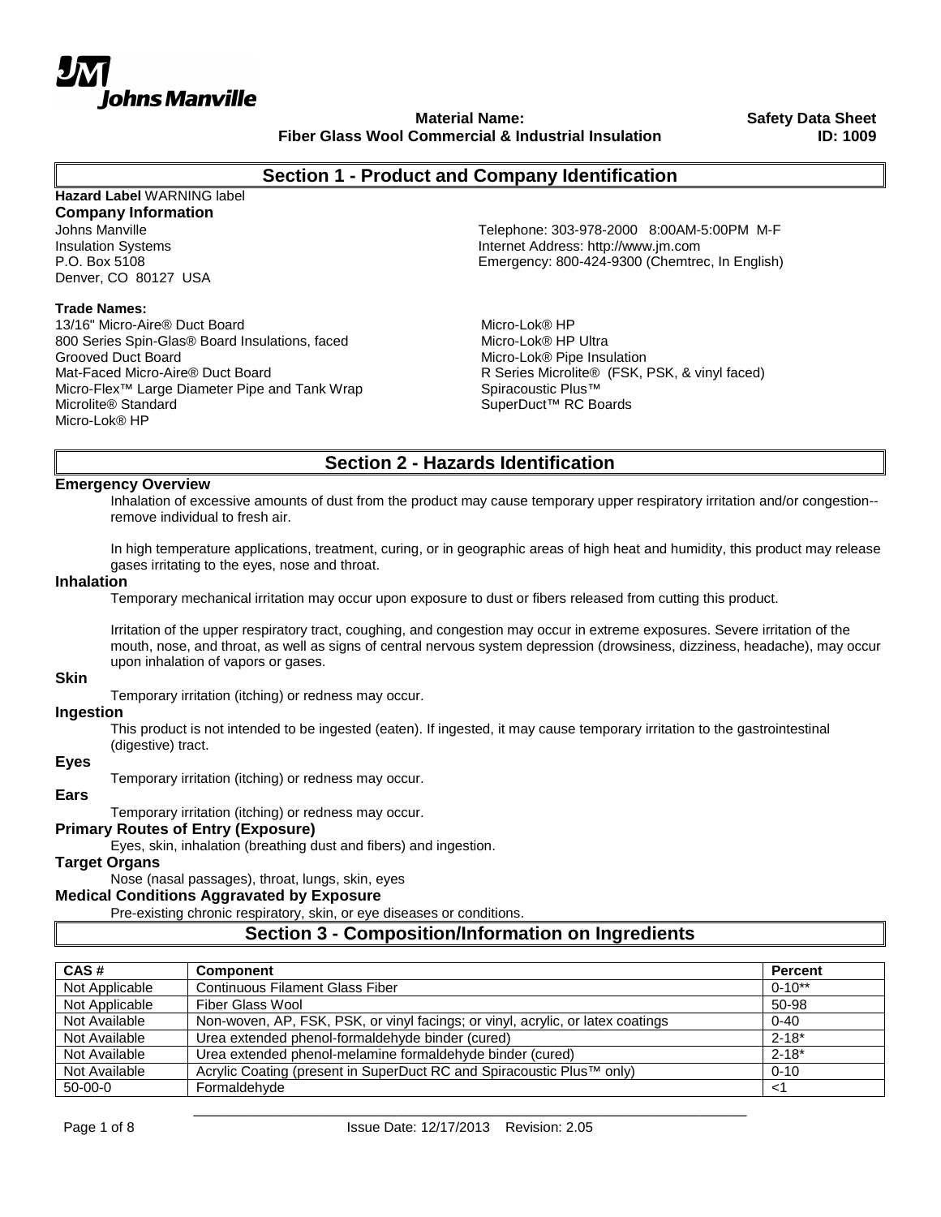Johns Manville

**Material Name:**
**Fiber Glass Wool Commercial & Industrial Insulation**

**Safety Data Sheet**
**ID: 1009**

## Section 1 - Product and Company Identification

**Hazard Label** WARNING label

### Company Information

Johns Manville
Insulation Systems
P.O. Box 5108
Denver, CO 80127 USA

Telephone: 303-978-2000 8:00AM-5:00PM M-F
Internet Address: http://www.jm.com
Emergency: 800-424-9300 (Chemtrec, In English)

**Trade Names:**

13/16" Micro-Aire® Duct Board
800 Series Spin-Glas® Board Insulations, faced
Grooved Duct Board
Mat-Faced Micro-Aire® Duct Board
Micro-Flex™ Large Diameter Pipe and Tank Wrap
Microlite® Standard
Micro-Lok® HP
Micro-Lok® HP
Micro-Lok® HP Ultra
Micro-Lok® Pipe Insulation
R Series Microlite® (FSK, PSK, & vinyl faced)
Spiracoustic Plus™
SuperDuct™ RC Boards

## Section 2 - Hazards Identification

### Emergency Overview

Inhalation of excessive amounts of dust from the product may cause temporary upper respiratory irritation and/or congestion--remove individual to fresh air.

In high temperature applications, treatment, curing, or in geographic areas of high heat and humidity, this product may release gases irritating to the eyes, nose and throat.

### Inhalation

Temporary mechanical irritation may occur upon exposure to dust or fibers released from cutting this product.

Irritation of the upper respiratory tract, coughing, and congestion may occur in extreme exposures. Severe irritation of the mouth, nose, and throat, as well as signs of central nervous system depression (drowsiness, dizziness, headache), may occur upon inhalation of vapors or gases.

### Skin

Temporary irritation (itching) or redness may occur.

### Ingestion

This product is not intended to be ingested (eaten). If ingested, it may cause temporary irritation to the gastrointestinal (digestive) tract.

### Eyes

Temporary irritation (itching) or redness may occur.

### Ears

Temporary irritation (itching) or redness may occur.

### Primary Routes of Entry (Exposure)

Eyes, skin, inhalation (breathing dust and fibers) and ingestion.

### Target Organs

Nose (nasal passages), throat, lungs, skin, eyes

### Medical Conditions Aggravated by Exposure

Pre-existing chronic respiratory, skin, or eye diseases or conditions.

## Section 3 - Composition/Information on Ingredients

| CAS # | Component | Percent |
|---|---|---|
| Not Applicable | Continuous Filament Glass Fiber | 0-10** |
| Not Applicable | Fiber Glass Wool | 50-98 |
| Not Available | Non-woven, AP, FSK, PSK, or vinyl facings; or vinyl, acrylic, or latex coatings | 0-40 |
| Not Available | Urea extended phenol-formaldehyde binder (cured) | 2-18* |
| Not Available | Urea extended phenol-melamine formaldehyde binder (cured) | 2-18* |
| Not Available | Acrylic Coating (present in SuperDuct RC and Spiracoustic Plus™ only) | 0-10 |
| 50-00-0 | Formaldehyde | <1 |

Issue Date: 12/17/2013 Revision: 2.05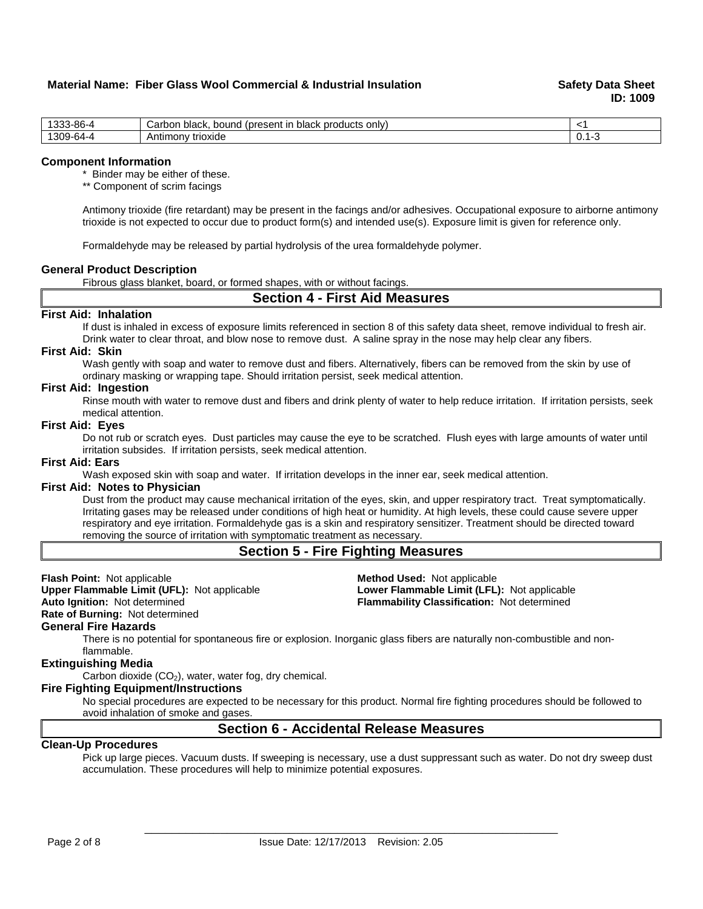| | | |
|---|---|---|
| 1333-86-4 | Carbon black, bound (present in black products only) | <1 |
| 1309-64-4 | Antimony trioxide | 0.1-3 |

### Component Information

\* Binder may be either of these.

\** Component of scrim facings

Antimony trioxide (fire retardant) may be present in the facings and/or adhesives. Occupational exposure to airborne antimony trioxide is not expected to occur due to product form(s) and intended use(s). Exposure limit is given for reference only.

Formaldehyde may be released by partial hydrolysis of the urea formaldehyde polymer.

### General Product Description

Fibrous glass blanket, board, or formed shapes, with or without facings.

## Section 4 - First Aid Measures

### First Aid: Inhalation

If dust is inhaled in excess of exposure limits referenced in section 8 of this safety data sheet, remove individual to fresh air. Drink water to clear throat, and blow nose to remove dust. A saline spray in the nose may help clear any fibers.

### First Aid: Skin

Wash gently with soap and water to remove dust and fibers. Alternatively, fibers can be removed from the skin by use of ordinary masking or wrapping tape. Should irritation persist, seek medical attention.

### First Aid: Ingestion

Rinse mouth with water to remove dust and fibers and drink plenty of water to help reduce irritation. If irritation persists, seek medical attention.

### First Aid: Eyes

Do not rub or scratch eyes. Dust particles may cause the eye to be scratched. Flush eyes with large amounts of water until irritation subsides. If irritation persists, seek medical attention.

### First Aid: Ears

Wash exposed skin with soap and water. If irritation develops in the inner ear, seek medical attention.

### First Aid: Notes to Physician

Dust from the product may cause mechanical irritation of the eyes, skin, and upper respiratory tract. Treat symptomatically. Irritating gases may be released under conditions of high heat or humidity. At high levels, these could cause severe upper respiratory and eye irritation. Formaldehyde gas is a skin and respiratory sensitizer. Treatment should be directed toward removing the source of irritation with symptomatic treatment as necessary.

## Section 5 - Fire Fighting Measures

**Flash Point:** Not applicable
**Method Used:** Not applicable
**Upper Flammable Limit (UFL):** Not applicable
**Lower Flammable Limit (LFL):** Not applicable
**Auto Ignition:** Not determined
**Flammability Classification:** Not determined
**Rate of Burning:** Not determined

### General Fire Hazards

There is no potential for spontaneous fire or explosion. Inorganic glass fibers are naturally non-combustible and non-flammable.

### Extinguishing Media

Carbon dioxide ($CO_2$), water, water fog, dry chemical.

### Fire Fighting Equipment/Instructions

No special procedures are expected to be necessary for this product. Normal fire fighting procedures should be followed to avoid inhalation of smoke and gases.

## Section 6 - Accidental Release Measures

### Clean-Up Procedures

Pick up large pieces. Vacuum dusts. If sweeping is necessary, use a dust suppressant such as water. Do not dry sweep dust accumulation. These procedures will help to minimize potential exposures.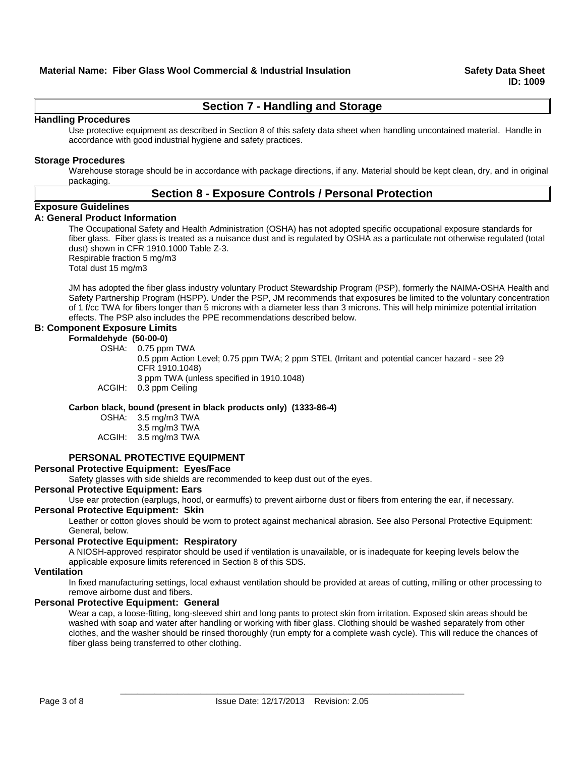## Section 7 - Handling and Storage

### Handling Procedures

Use protective equipment as described in Section 8 of this safety data sheet when handling uncontained material. Handle in accordance with good industrial hygiene and safety practices.

### Storage Procedures

Warehouse storage should be in accordance with package directions, if any. Material should be kept clean, dry, and in original packaging.

## Section 8 - Exposure Controls / Personal Protection

### Exposure Guidelines

### A: General Product Information

The Occupational Safety and Health Administration (OSHA) has not adopted specific occupational exposure standards for fiber glass. Fiber glass is treated as a nuisance dust and is regulated by OSHA as a particulate not otherwise regulated (total dust) shown in CFR 1910.1000 Table Z-3.
Respirable fraction 5 mg/m3
Total dust 15 mg/m3

JM has adopted the fiber glass industry voluntary Product Stewardship Program (PSP), formerly the NAIMA-OSHA Health and Safety Partnership Program (HSPP). Under the PSP, JM recommends that exposures be limited to the voluntary concentration of 1 f/cc TWA for fibers longer than 5 microns with a diameter less than 3 microns. This will help minimize potential irritation effects. The PSP also includes the PPE recommendations described below.

### B: Component Exposure Limits

**Formaldehyde (50-00-0)**

OSHA: 0.75 ppm TWA
0.5 ppm Action Level; 0.75 ppm TWA; 2 ppm STEL (Irritant and potential cancer hazard - see 29 CFR 1910.1048)
3 ppm TWA (unless specified in 1910.1048)
ACGIH: 0.3 ppm Ceiling

**Carbon black, bound (present in black products only) (1333-86-4)**

OSHA: 3.5 mg/m3 TWA
3.5 mg/m3 TWA
ACGIH: 3.5 mg/m3 TWA

**PERSONAL PROTECTIVE EQUIPMENT**

### Personal Protective Equipment: Eyes/Face

Safety glasses with side shields are recommended to keep dust out of the eyes.

### Personal Protective Equipment: Ears

Use ear protection (earplugs, hood, or earmuffs) to prevent airborne dust or fibers from entering the ear, if necessary.

### Personal Protective Equipment: Skin

Leather or cotton gloves should be worn to protect against mechanical abrasion. See also Personal Protective Equipment: General, below.

### Personal Protective Equipment: Respiratory

A NIOSH-approved respirator should be used if ventilation is unavailable, or is inadequate for keeping levels below the applicable exposure limits referenced in Section 8 of this SDS.

### Ventilation

In fixed manufacturing settings, local exhaust ventilation should be provided at areas of cutting, milling or other processing to remove airborne dust and fibers.

### Personal Protective Equipment: General

Wear a cap, a loose-fitting, long-sleeved shirt and long pants to protect skin from irritation. Exposed skin areas should be washed with soap and water after handling or working with fiber glass. Clothing should be washed separately from other clothes, and the washer should be rinsed thoroughly (run empty for a complete wash cycle). This will reduce the chances of fiber glass being transferred to other clothing.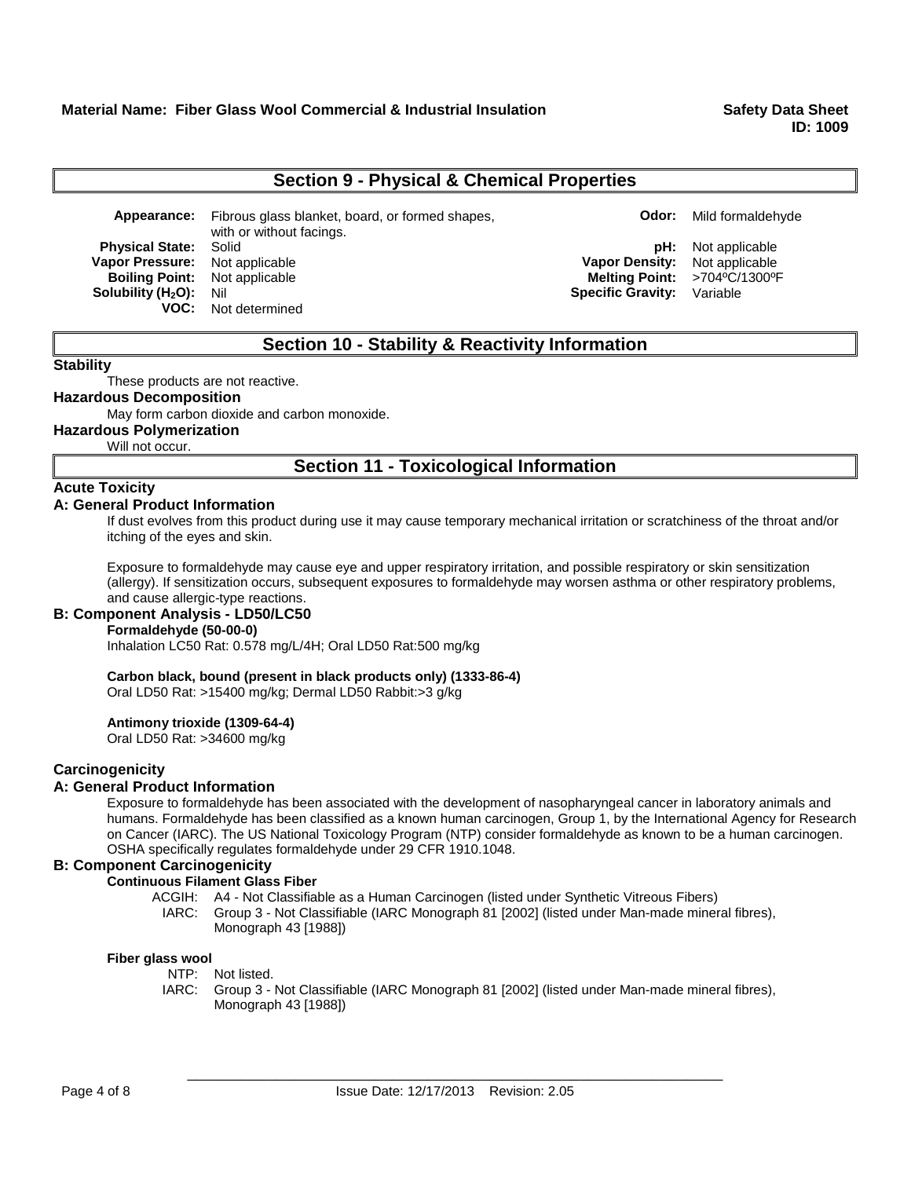## Section 9 - Physical & Chemical Properties

| | | | |
|---|---|---|---|
| **Appearance:** | Fibrous glass blanket, board, or formed shapes, with or without facings. | **Odor:** | Mild formaldehyde |
| **Physical State:** | Solid | **pH:** | Not applicable |
| **Vapor Pressure:** | Not applicable | **Vapor Density:** | Not applicable |
| **Boiling Point:** | Not applicable | **Melting Point:** | >704ºC/1300ºF |
| **Solubility ($H_2O$):** | Nil | **Specific Gravity:** | Variable |
| **VOC:** | Not determined | | |

## Section 10 - Stability & Reactivity Information

**Stability**

These products are not reactive.

**Hazardous Decomposition**

May form carbon dioxide and carbon monoxide.

**Hazardous Polymerization**

Will not occur.

## Section 11 - Toxicological Information

**Acute Toxicity**

**A: General Product Information**

If dust evolves from this product during use it may cause temporary mechanical irritation or scratchiness of the throat and/or itching of the eyes and skin.

Exposure to formaldehyde may cause eye and upper respiratory irritation, and possible respiratory or skin sensitization (allergy). If sensitization occurs, subsequent exposures to formaldehyde may worsen asthma or other respiratory problems, and cause allergic-type reactions.

**B: Component Analysis - LD50/LC50**

**Formaldehyde (50-00-0)**

Inhalation LC50 Rat: 0.578 mg/L/4H; Oral LD50 Rat:500 mg/kg

**Carbon black, bound (present in black products only) (1333-86-4)**

Oral LD50 Rat: >15400 mg/kg; Dermal LD50 Rabbit:>3 g/kg

**Antimony trioxide (1309-64-4)**

Oral LD50 Rat: >34600 mg/kg

**Carcinogenicity**

**A: General Product Information**

Exposure to formaldehyde has been associated with the development of nasopharyngeal cancer in laboratory animals and humans. Formaldehyde has been classified as a known human carcinogen, Group 1, by the International Agency for Research on Cancer (IARC). The US National Toxicology Program (NTP) consider formaldehyde as known to be a human carcinogen. OSHA specifically regulates formaldehyde under 29 CFR 1910.1048.

**B: Component Carcinogenicity**

**Continuous Filament Glass Fiber**

ACGIH: A4 - Not Classifiable as a Human Carcinogen (listed under Synthetic Vitreous Fibers)

IARC: Group 3 - Not Classifiable (IARC Monograph 81 [2002] (listed under Man-made mineral fibres), Monograph 43 [1988])

**Fiber glass wool**

NTP: Not listed.

IARC: Group 3 - Not Classifiable (IARC Monograph 81 [2002] (listed under Man-made mineral fibres), Monograph 43 [1988])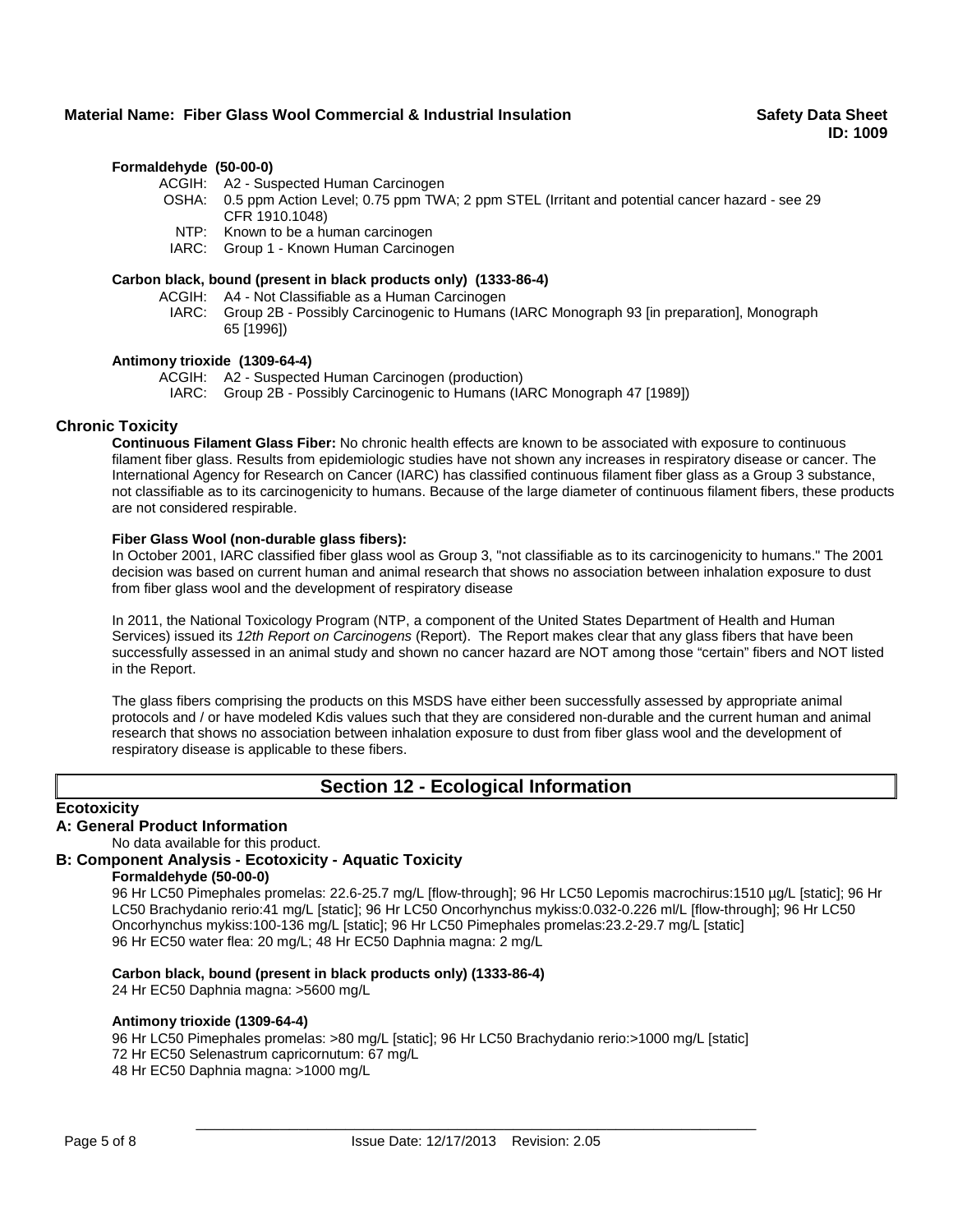**Formaldehyde (50-00-0)**

ACGIH: A2 - Suspected Human Carcinogen
OSHA: 0.5 ppm Action Level; 0.75 ppm TWA; 2 ppm STEL (Irritant and potential cancer hazard - see 29 CFR 1910.1048)
NTP: Known to be a human carcinogen
IARC: Group 1 - Known Human Carcinogen

**Carbon black, bound (present in black products only) (1333-86-4)**

ACGIH: A4 - Not Classifiable as a Human Carcinogen
IARC: Group 2B - Possibly Carcinogenic to Humans (IARC Monograph 93 [in preparation], Monograph 65 [1996])

**Antimony trioxide (1309-64-4)**

ACGIH: A2 - Suspected Human Carcinogen (production)
IARC: Group 2B - Possibly Carcinogenic to Humans (IARC Monograph 47 [1989])

### Chronic Toxicity

**Continuous Filament Glass Fiber:** No chronic health effects are known to be associated with exposure to continuous filament fiber glass. Results from epidemiologic studies have not shown any increases in respiratory disease or cancer. The International Agency for Research on Cancer (IARC) has classified continuous filament fiber glass as a Group 3 substance, not classifiable as to its carcinogenicity to humans. Because of the large diameter of continuous filament fibers, these products are not considered respirable.

**Fiber Glass Wool (non-durable glass fibers):**

In October 2001, IARC classified fiber glass wool as Group 3, "not classifiable as to its carcinogenicity to humans." The 2001 decision was based on current human and animal research that shows no association between inhalation exposure to dust from fiber glass wool and the development of respiratory disease

In 2011, the National Toxicology Program (NTP, a component of the United States Department of Health and Human Services) issued its *12th Report on Carcinogens* (Report). The Report makes clear that any glass fibers that have been successfully assessed in an animal study and shown no cancer hazard are NOT among those "certain" fibers and NOT listed in the Report.

The glass fibers comprising the products on this MSDS have either been successfully assessed by appropriate animal protocols and / or have modeled Kdis values such that they are considered non-durable and the current human and animal research that shows no association between inhalation exposure to dust from fiber glass wool and the development of respiratory disease is applicable to these fibers.

## Section 12 - Ecological Information

### Ecotoxicity

#### A: General Product Information

No data available for this product.

#### B: Component Analysis - Ecotoxicity - Aquatic Toxicity

**Formaldehyde (50-00-0)**

96 Hr LC50 Pimephales promelas: 22.6-25.7 mg/L [flow-through]; 96 Hr LC50 Lepomis macrochirus:1510 µg/L [static]; 96 Hr LC50 Brachydanio rerio:41 mg/L [static]; 96 Hr LC50 Oncorhynchus mykiss:0.032-0.226 ml/L [flow-through]; 96 Hr LC50 Oncorhynchus mykiss:100-136 mg/L [static]; 96 Hr LC50 Pimephales promelas:23.2-29.7 mg/L [static]
96 Hr EC50 water flea: 20 mg/L; 48 Hr EC50 Daphnia magna: 2 mg/L

**Carbon black, bound (present in black products only) (1333-86-4)**

24 Hr EC50 Daphnia magna: >5600 mg/L

**Antimony trioxide (1309-64-4)**

96 Hr LC50 Pimephales promelas: >80 mg/L [static]; 96 Hr LC50 Brachydanio rerio:>1000 mg/L [static]
72 Hr EC50 Selenastrum capricornutum: 67 mg/L
48 Hr EC50 Daphnia magna: >1000 mg/L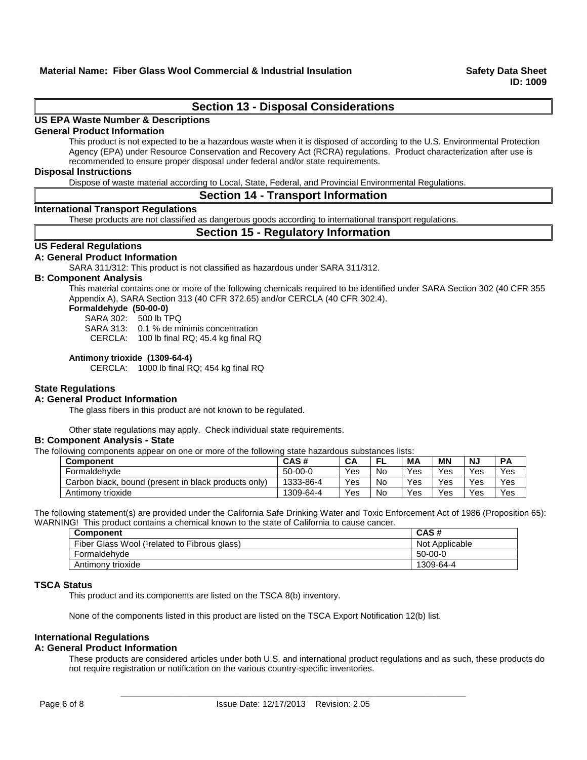## Section 13 - Disposal Considerations

**US EPA Waste Number & Descriptions**

**General Product Information**

This product is not expected to be a hazardous waste when it is disposed of according to the U.S. Environmental Protection Agency (EPA) under Resource Conservation and Recovery Act (RCRA) regulations. Product characterization after use is recommended to ensure proper disposal under federal and/or state requirements.

**Disposal Instructions**

Dispose of waste material according to Local, State, Federal, and Provincial Environmental Regulations.

## Section 14 - Transport Information

**International Transport Regulations**

These products are not classified as dangerous goods according to international transport regulations.

## Section 15 - Regulatory Information

**US Federal Regulations**

**A: General Product Information**

SARA 311/312: This product is not classified as hazardous under SARA 311/312.

**B: Component Analysis**

This material contains one or more of the following chemicals required to be identified under SARA Section 302 (40 CFR 355 Appendix A), SARA Section 313 (40 CFR 372.65) and/or CERCLA (40 CFR 302.4).

**Formaldehyde (50-00-0)**

SARA 302: 500 lb TPQ
SARA 313: 0.1 % de minimis concentration
CERCLA: 100 lb final RQ; 45.4 kg final RQ

**Antimony trioxide (1309-64-4)**

CERCLA: 1000 lb final RQ; 454 kg final RQ

**State Regulations**

**A: General Product Information**

The glass fibers in this product are not known to be regulated.

Other state regulations may apply. Check individual state requirements.

**B: Component Analysis - State**

The following components appear on one or more of the following state hazardous substances lists:

| Component | CAS # | CA | FL | MA | MN | NJ | PA |
|---|---|---|---|---|---|---|---|
| Formaldehyde | 50-00-0 | Yes | No | Yes | Yes | Yes | Yes |
| Carbon black, bound (present in black products only) | 1333-86-4 | Yes | No | Yes | Yes | Yes | Yes |
| Antimony trioxide | 1309-64-4 | Yes | No | Yes | Yes | Yes | Yes |

The following statement(s) are provided under the California Safe Drinking Water and Toxic Enforcement Act of 1986 (Proposition 65):
WARNING! This product contains a chemical known to the state of California to cause cancer.

| Component | CAS # |
|---|---|
| Fiber Glass Wool ([1]related to Fibrous glass) | Not Applicable |
| Formaldehyde | 50-00-0 |
| Antimony trioxide | 1309-64-4 |

**TSCA Status**

This product and its components are listed on the TSCA 8(b) inventory.

None of the components listed in this product are listed on the TSCA Export Notification 12(b) list.

**International Regulations**

**A: General Product Information**

These products are considered articles under both U.S. and international product regulations and as such, these products do not require registration or notification on the various country-specific inventories.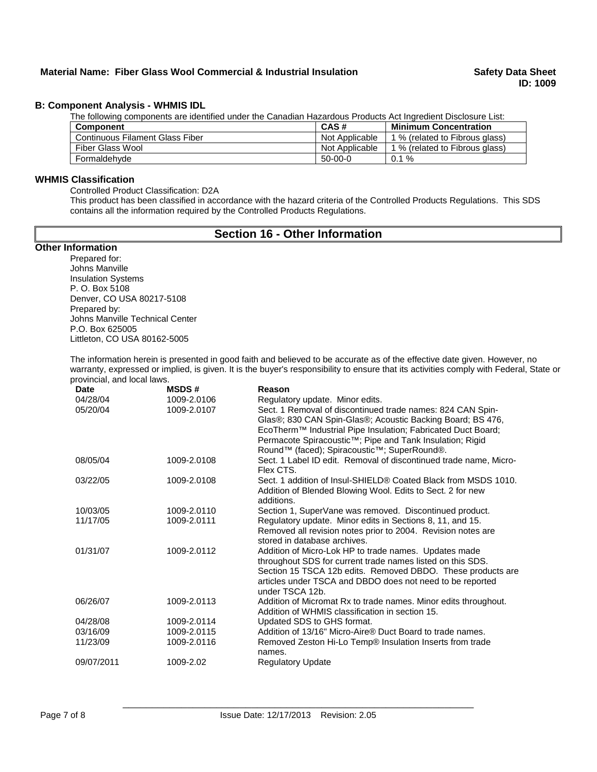### B: Component Analysis - WHMIS IDL

The following components are identified under the Canadian Hazardous Products Act Ingredient Disclosure List:

| Component | CAS # | Minimum Concentration |
|---|---|---|
| Continuous Filament Glass Fiber | Not Applicable | 1 % (related to Fibrous glass) |
| Fiber Glass Wool | Not Applicable | 1 % (related to Fibrous glass) |
| Formaldehyde | 50-00-0 | 0.1 % |

### WHMIS Classification

Controlled Product Classification: D2A

This product has been classified in accordance with the hazard criteria of the Controlled Products Regulations. This SDS contains all the information required by the Controlled Products Regulations.

## Section 16 - Other Information

### Other Information

Prepared for:
Johns Manville
Insulation Systems
P. O. Box 5108
Denver, CO USA 80217-5108
Prepared by:
Johns Manville Technical Center
P.O. Box 625005
Littleton, CO USA 80162-5005

The information herein is presented in good faith and believed to be accurate as of the effective date given. However, no warranty, expressed or implied, is given. It is the buyer's responsibility to ensure that its activities comply with Federal, State or provincial, and local laws.

| Date | MSDS # | Reason |
|---|---|---|
| 04/28/04 | 1009-2.0106 | Regulatory update. Minor edits. |
| 05/20/04 | 1009-2.0107 | Sect. 1 Removal of discontinued trade names: 824 CAN Spin-Glas®; 830 CAN Spin-Glas®; Acoustic Backing Board; BS 476, EcoTherm™ Industrial Pipe Insulation; Fabricated Duct Board; Permacote Spiracoustic™; Pipe and Tank Insulation; Rigid Round™ (faced); Spiracoustic™; SuperRound®. |
| 08/05/04 | 1009-2.0108 | Sect. 1 Label ID edit. Removal of discontinued trade name, Micro-Flex CTS. |
| 03/22/05 | 1009-2.0108 | Sect. 1 addition of Insul-SHIELD® Coated Black from MSDS 1010. Addition of Blended Blowing Wool. Edits to Sect. 2 for new additions. |
| 10/03/05 | 1009-2.0110 | Section 1, SuperVane was removed. Discontinued product. |
| 11/17/05 | 1009-2.0111 | Regulatory update. Minor edits in Sections 8, 11, and 15. Removed all revision notes prior to 2004. Revision notes are stored in database archives. |
| 01/31/07 | 1009-2.0112 | Addition of Micro-Lok HP to trade names. Updates made throughout SDS for current trade names listed on this SDS. Section 15 TSCA 12b edits. Removed DBDO. These products are articles under TSCA and DBDO does not need to be reported under TSCA 12b. |
| 06/26/07 | 1009-2.0113 | Addition of Micromat Rx to trade names. Minor edits throughout. Addition of WHMIS classification in section 15. |
| 04/28/08 | 1009-2.0114 | Updated SDS to GHS format. |
| 03/16/09 | 1009-2.0115 | Addition of 13/16" Micro-Aire® Duct Board to trade names. |
| 11/23/09 | 1009-2.0116 | Removed Zeston Hi-Lo Temp® Insulation Inserts from trade names. |
| 09/07/2011 | 1009-2.02 | Regulatory Update |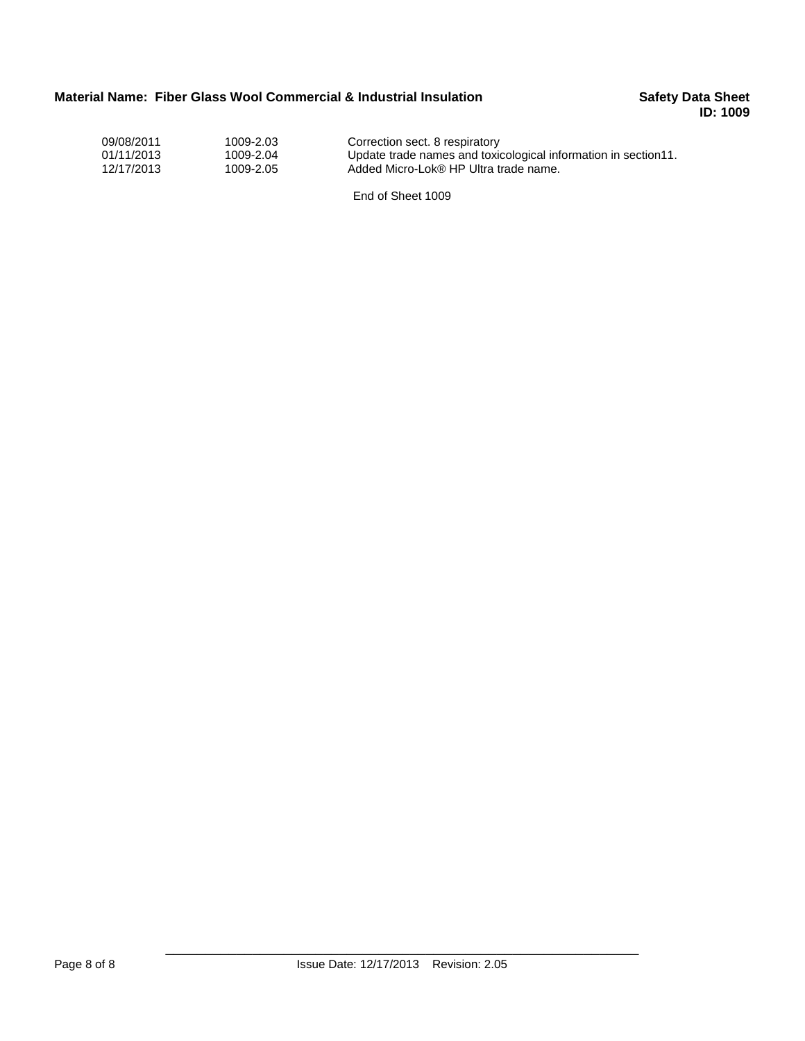| | | |
|---|---|---|
| 09/08/2011 | 1009-2.03 | Correction sect. 8 respiratory |
| 01/11/2013 | 1009-2.04 | Update trade names and toxicological information in section11. |
| 12/17/2013 | 1009-2.05 | Added Micro-Lok® HP Ultra trade name. |

End of Sheet 1009